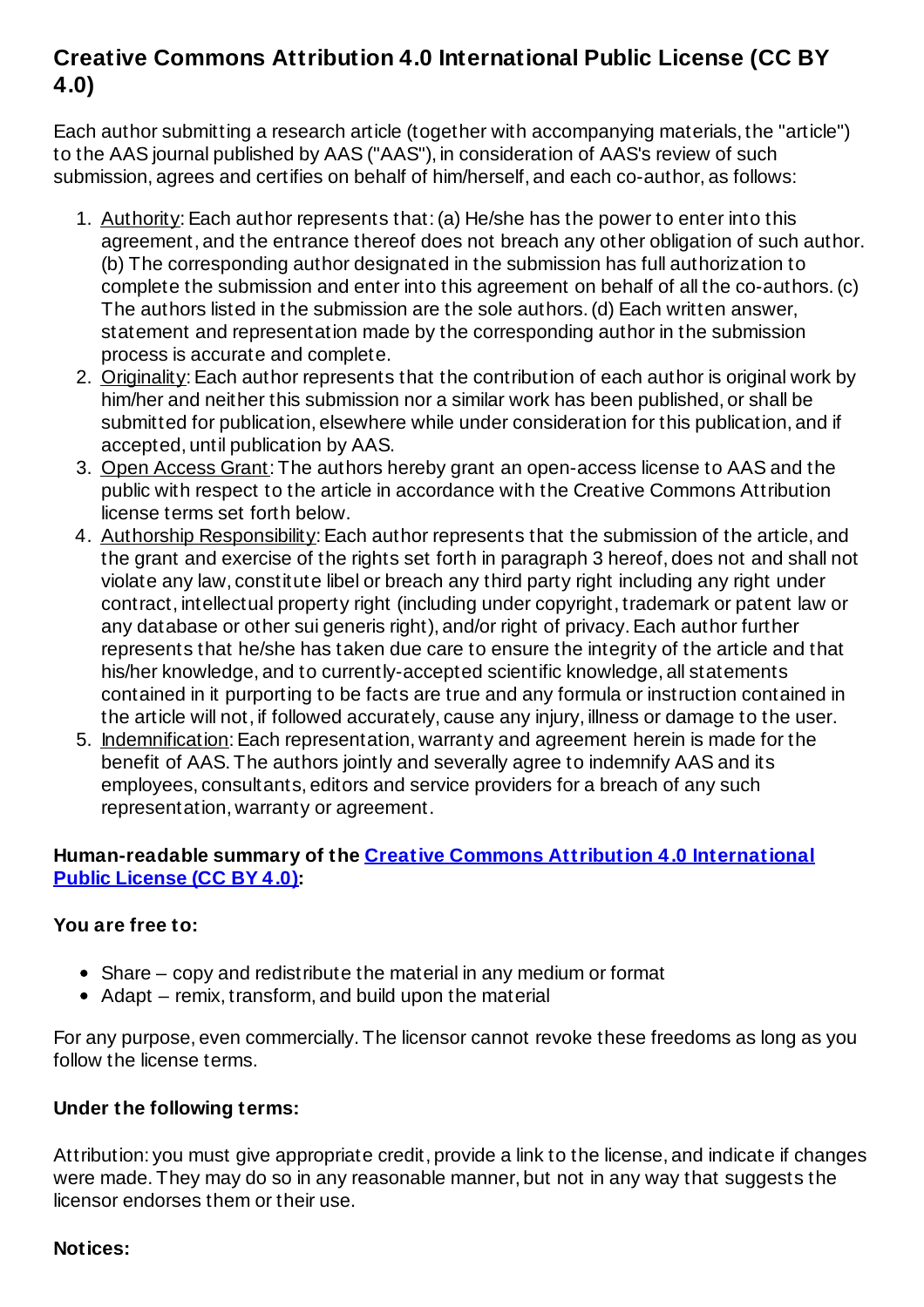## Creative Commons Attribution 4.0 International Public License (CC BY 4.0)

Each author submitting a research article (together with accompanying materials, the "article") to the AAS journal published by AAS ("AAS"), in consideration of AAS's review of such submission, agrees and certifies on behalf of him/herself, and each co-author, as follows:

1. Authority: Each author represents that: (a) He/she has the power to enter into this agreement, and the entrance thereof does not breach any other obligation of such author. (b) The corresponding author designated in the submission has full authorization to complete the submission and enter into this agreement on behalf of all the co-authors. (c) The authors listed in the submission are the sole authors. (d) Each written answer, statement and representation made by the corresponding author in the submission process is accurate and complete.
2. Originality: Each author represents that the contribution of each author is original work by him/her and neither this submission nor a similar work has been published, or shall be submitted for publication, elsewhere while under consideration for this publication, and if accepted, until publication by AAS.
3. Open Access Grant: The authors hereby grant an open-access license to AAS and the public with respect to the article in accordance with the Creative Commons Attribution license terms set forth below.
4. Authorship Responsibility: Each author represents that the submission of the article, and the grant and exercise of the rights set forth in paragraph 3 hereof, does not and shall not violate any law, constitute libel or breach any third party right including any right under contract, intellectual property right (including under copyright, trademark or patent law or any database or other sui generis right), and/or right of privacy. Each author further represents that he/she has taken due care to ensure the integrity of the article and that his/her knowledge, and to currently-accepted scientific knowledge, all statements contained in it purporting to be facts are true and any formula or instruction contained in the article will not, if followed accurately, cause any injury, illness or damage to the user.
5. Indemnification: Each representation, warranty and agreement herein is made for the benefit of AAS. The authors jointly and severally agree to indemnify AAS and its employees, consultants, editors and service providers for a breach of any such representation, warranty or agreement.

**Human-readable summary of the Creative Commons Attribution 4.0 International Public License (CC BY 4.0):**

**You are free to:**

- Share – copy and redistribute the material in any medium or format
- Adapt – remix, transform, and build upon the material

For any purpose, even commercially. The licensor cannot revoke these freedoms as long as you follow the license terms.

**Under the following terms:**

Attribution: you must give appropriate credit, provide a link to the license, and indicate if changes were made. They may do so in any reasonable manner, but not in any way that suggests the licensor endorses them or their use.

**Notices:**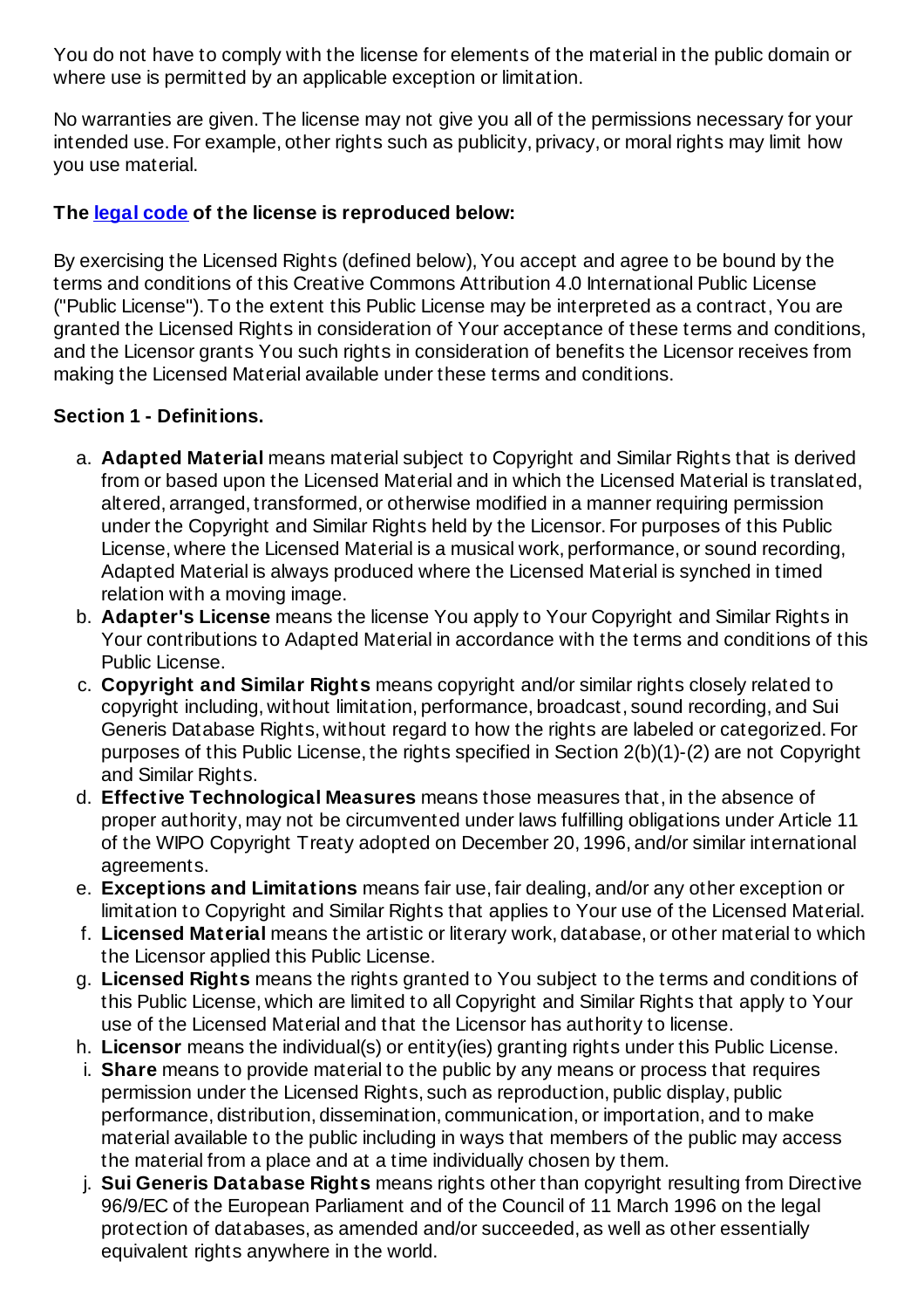You do not have to comply with the license for elements of the material in the public domain or where use is permitted by an applicable exception or limitation.

No warranties are given. The license may not give you all of the permissions necessary for your intended use. For example, other rights such as publicity, privacy, or moral rights may limit how you use material.

**The [legal code](legal code) of the license is reproduced below:**

By exercising the Licensed Rights (defined below), You accept and agree to be bound by the terms and conditions of this Creative Commons Attribution 4.0 International Public License ("Public License"). To the extent this Public License may be interpreted as a contract, You are granted the Licensed Rights in consideration of Your acceptance of these terms and conditions, and the Licensor grants You such rights in consideration of benefits the Licensor receives from making the Licensed Material available under these terms and conditions.

**Section 1 - Definitions.**

a. **Adapted Material** means material subject to Copyright and Similar Rights that is derived from or based upon the Licensed Material and in which the Licensed Material is translated, altered, arranged, transformed, or otherwise modified in a manner requiring permission under the Copyright and Similar Rights held by the Licensor. For purposes of this Public License, where the Licensed Material is a musical work, performance, or sound recording, Adapted Material is always produced where the Licensed Material is synched in timed relation with a moving image.
b. **Adapter's License** means the license You apply to Your Copyright and Similar Rights in Your contributions to Adapted Material in accordance with the terms and conditions of this Public License.
c. **Copyright and Similar Rights** means copyright and/or similar rights closely related to copyright including, without limitation, performance, broadcast, sound recording, and Sui Generis Database Rights, without regard to how the rights are labeled or categorized. For purposes of this Public License, the rights specified in Section 2(b)(1)-(2) are not Copyright and Similar Rights.
d. **Effective Technological Measures** means those measures that, in the absence of proper authority, may not be circumvented under laws fulfilling obligations under Article 11 of the WIPO Copyright Treaty adopted on December 20, 1996, and/or similar international agreements.
e. **Exceptions and Limitations** means fair use, fair dealing, and/or any other exception or limitation to Copyright and Similar Rights that applies to Your use of the Licensed Material.
f. **Licensed Material** means the artistic or literary work, database, or other material to which the Licensor applied this Public License.
g. **Licensed Rights** means the rights granted to You subject to the terms and conditions of this Public License, which are limited to all Copyright and Similar Rights that apply to Your use of the Licensed Material and that the Licensor has authority to license.
h. **Licensor** means the individual(s) or entity(ies) granting rights under this Public License.
i. **Share** means to provide material to the public by any means or process that requires permission under the Licensed Rights, such as reproduction, public display, public performance, distribution, dissemination, communication, or importation, and to make material available to the public including in ways that members of the public may access the material from a place and at a time individually chosen by them.
j. **Sui Generis Database Rights** means rights other than copyright resulting from Directive 96/9/EC of the European Parliament and of the Council of 11 March 1996 on the legal protection of databases, as amended and/or succeeded, as well as other essentially equivalent rights anywhere in the world.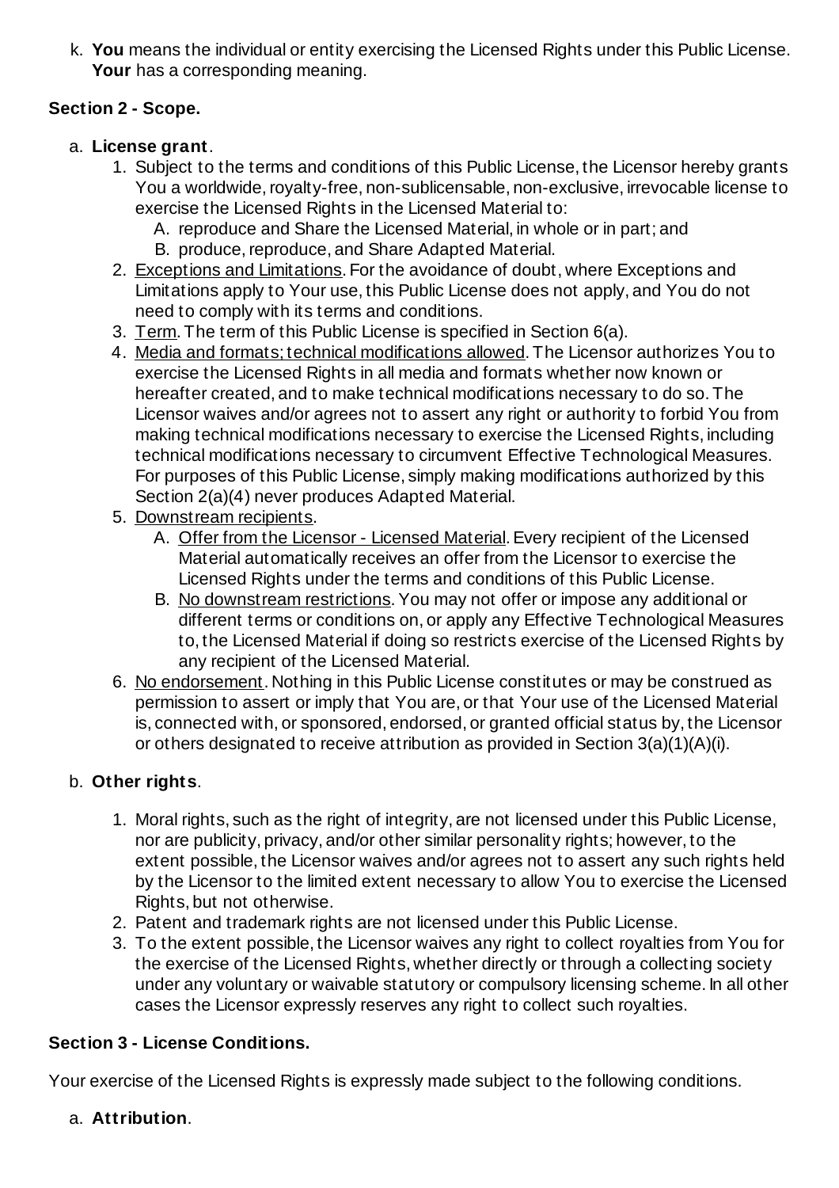k. **You** means the individual or entity exercising the Licensed Rights under this Public License. **Your** has a corresponding meaning.

**Section 2 - Scope.**

a. **License grant**.
   1. Subject to the terms and conditions of this Public License, the Licensor hereby grants You a worldwide, royalty-free, non-sublicensable, non-exclusive, irrevocable license to exercise the Licensed Rights in the Licensed Material to:
      A. reproduce and Share the Licensed Material, in whole or in part; and
      B. produce, reproduce, and Share Adapted Material.
   2. Exceptions and Limitations. For the avoidance of doubt, where Exceptions and Limitations apply to Your use, this Public License does not apply, and You do not need to comply with its terms and conditions.
   3. Term. The term of this Public License is specified in Section 6(a).
   4. Media and formats; technical modifications allowed. The Licensor authorizes You to exercise the Licensed Rights in all media and formats whether now known or hereafter created, and to make technical modifications necessary to do so. The Licensor waives and/or agrees not to assert any right or authority to forbid You from making technical modifications necessary to exercise the Licensed Rights, including technical modifications necessary to circumvent Effective Technological Measures. For purposes of this Public License, simply making modifications authorized by this Section 2(a)(4) never produces Adapted Material.
   5. Downstream recipients.
      A. Offer from the Licensor - Licensed Material. Every recipient of the Licensed Material automatically receives an offer from the Licensor to exercise the Licensed Rights under the terms and conditions of this Public License.
      B. No downstream restrictions. You may not offer or impose any additional or different terms or conditions on, or apply any Effective Technological Measures to, the Licensed Material if doing so restricts exercise of the Licensed Rights by any recipient of the Licensed Material.
   6. No endorsement. Nothing in this Public License constitutes or may be construed as permission to assert or imply that You are, or that Your use of the Licensed Material is, connected with, or sponsored, endorsed, or granted official status by, the Licensor or others designated to receive attribution as provided in Section 3(a)(1)(A)(i).

b. **Other rights**.

   1. Moral rights, such as the right of integrity, are not licensed under this Public License, nor are publicity, privacy, and/or other similar personality rights; however, to the extent possible, the Licensor waives and/or agrees not to assert any such rights held by the Licensor to the limited extent necessary to allow You to exercise the Licensed Rights, but not otherwise.
   2. Patent and trademark rights are not licensed under this Public License.
   3. To the extent possible, the Licensor waives any right to collect royalties from You for the exercise of the Licensed Rights, whether directly or through a collecting society under any voluntary or waivable statutory or compulsory licensing scheme. In all other cases the Licensor expressly reserves any right to collect such royalties.

**Section 3 - License Conditions.**

Your exercise of the Licensed Rights is expressly made subject to the following conditions.

a. **Attribution**.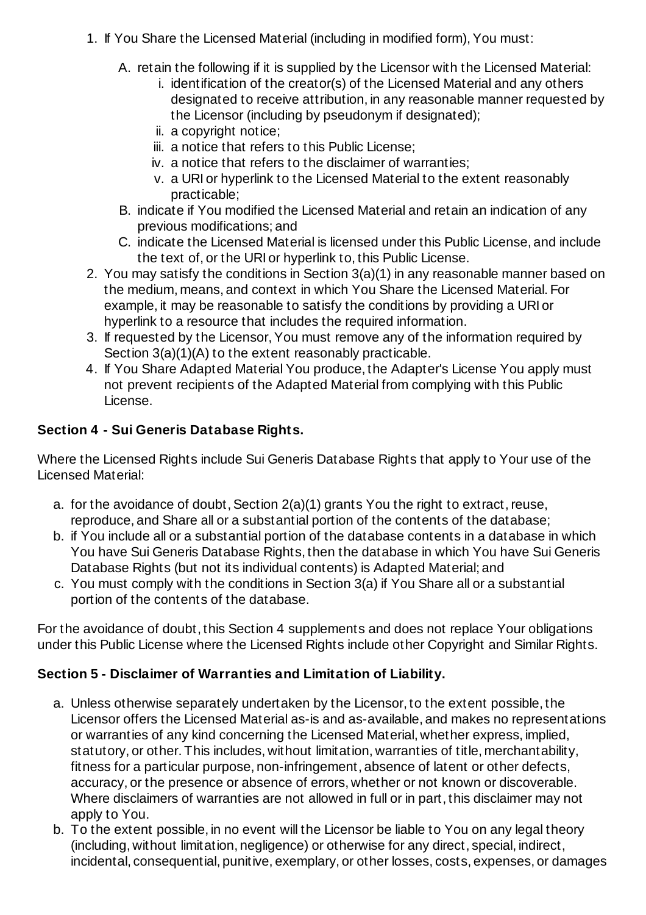1. If You Share the Licensed Material (including in modified form), You must:

    A. retain the following if it is supplied by the Licensor with the Licensed Material:
        i. identification of the creator(s) of the Licensed Material and any others designated to receive attribution, in any reasonable manner requested by the Licensor (including by pseudonym if designated);
        ii. a copyright notice;
        iii. a notice that refers to this Public License;
        iv. a notice that refers to the disclaimer of warranties;
        v. a URI or hyperlink to the Licensed Material to the extent reasonably practicable;

    B. indicate if You modified the Licensed Material and retain an indication of any previous modifications; and

    C. indicate the Licensed Material is licensed under this Public License, and include the text of, or the URI or hyperlink to, this Public License.

2. You may satisfy the conditions in Section 3(a)(1) in any reasonable manner based on the medium, means, and context in which You Share the Licensed Material. For example, it may be reasonable to satisfy the conditions by providing a URI or hyperlink to a resource that includes the required information.
3. If requested by the Licensor, You must remove any of the information required by Section 3(a)(1)(A) to the extent reasonably practicable.
4. If You Share Adapted Material You produce, the Adapter's License You apply must not prevent recipients of the Adapted Material from complying with this Public License.

**Section 4 - Sui Generis Database Rights.**

Where the Licensed Rights include Sui Generis Database Rights that apply to Your use of the Licensed Material:

a. for the avoidance of doubt, Section 2(a)(1) grants You the right to extract, reuse, reproduce, and Share all or a substantial portion of the contents of the database;
b. if You include all or a substantial portion of the database contents in a database in which You have Sui Generis Database Rights, then the database in which You have Sui Generis Database Rights (but not its individual contents) is Adapted Material; and
c. You must comply with the conditions in Section 3(a) if You Share all or a substantial portion of the contents of the database.

For the avoidance of doubt, this Section 4 supplements and does not replace Your obligations under this Public License where the Licensed Rights include other Copyright and Similar Rights.

**Section 5 - Disclaimer of Warranties and Limitation of Liability.**

a. Unless otherwise separately undertaken by the Licensor, to the extent possible, the Licensor offers the Licensed Material as-is and as-available, and makes no representations or warranties of any kind concerning the Licensed Material, whether express, implied, statutory, or other. This includes, without limitation, warranties of title, merchantability, fitness for a particular purpose, non-infringement, absence of latent or other defects, accuracy, or the presence or absence of errors, whether or not known or discoverable. Where disclaimers of warranties are not allowed in full or in part, this disclaimer may not apply to You.
b. To the extent possible, in no event will the Licensor be liable to You on any legal theory (including, without limitation, negligence) or otherwise for any direct, special, indirect, incidental, consequential, punitive, exemplary, or other losses, costs, expenses, or damages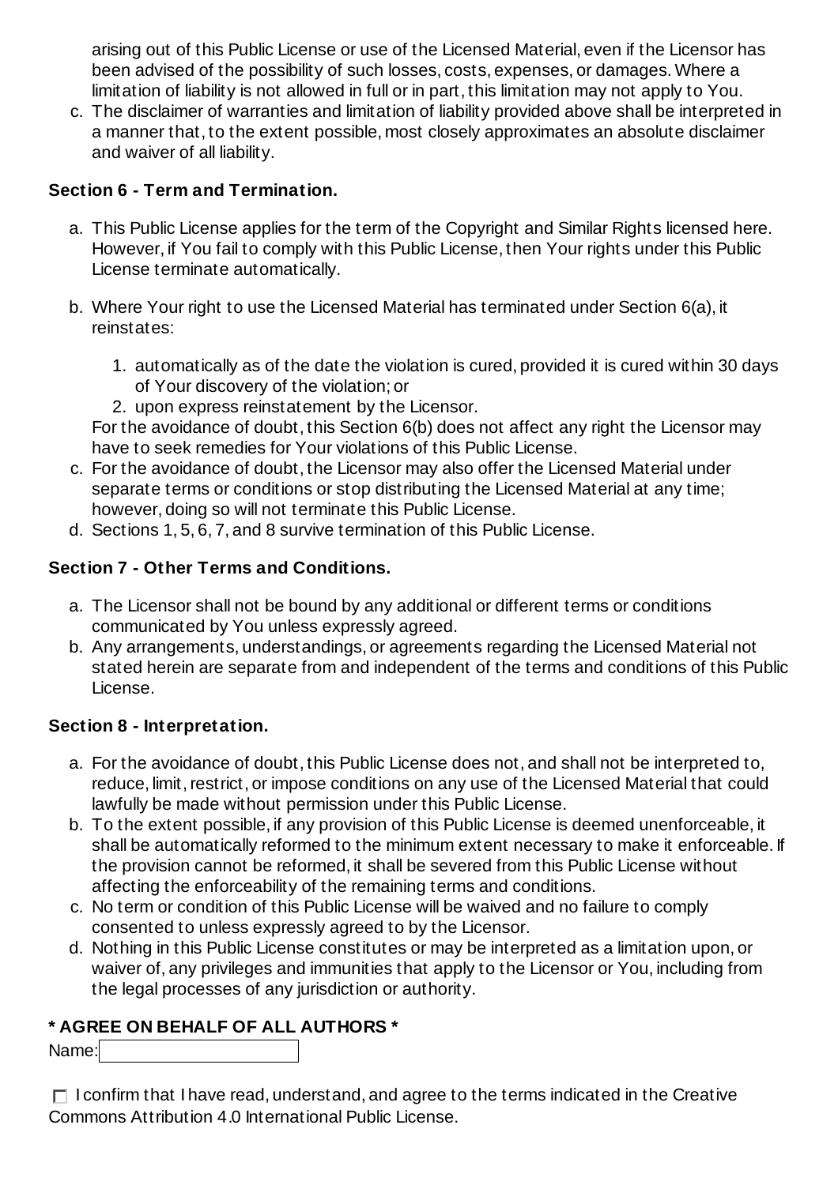arising out of this Public License or use of the Licensed Material, even if the Licensor has been advised of the possibility of such losses, costs, expenses, or damages. Where a limitation of liability is not allowed in full or in part, this limitation may not apply to You.

c. The disclaimer of warranties and limitation of liability provided above shall be interpreted in a manner that, to the extent possible, most closely approximates an absolute disclaimer and waiver of all liability.

**Section 6 - Term and Termination.**

a. This Public License applies for the term of the Copyright and Similar Rights licensed here. However, if You fail to comply with this Public License, then Your rights under this Public License terminate automatically.

b. Where Your right to use the Licensed Material has terminated under Section 6(a), it reinstates:

   1. automatically as of the date the violation is cured, provided it is cured within 30 days of Your discovery of the violation; or
   2. upon express reinstatement by the Licensor.

   For the avoidance of doubt, this Section 6(b) does not affect any right the Licensor may have to seek remedies for Your violations of this Public License.

c. For the avoidance of doubt, the Licensor may also offer the Licensed Material under separate terms or conditions or stop distributing the Licensed Material at any time; however, doing so will not terminate this Public License.

d. Sections 1, 5, 6, 7, and 8 survive termination of this Public License.

**Section 7 - Other Terms and Conditions.**

a. The Licensor shall not be bound by any additional or different terms or conditions communicated by You unless expressly agreed.

b. Any arrangements, understandings, or agreements regarding the Licensed Material not stated herein are separate from and independent of the terms and conditions of this Public License.

**Section 8 - Interpretation.**

a. For the avoidance of doubt, this Public License does not, and shall not be interpreted to, reduce, limit, restrict, or impose conditions on any use of the Licensed Material that could lawfully be made without permission under this Public License.

b. To the extent possible, if any provision of this Public License is deemed unenforceable, it shall be automatically reformed to the minimum extent necessary to make it enforceable. If the provision cannot be reformed, it shall be severed from this Public License without affecting the enforceability of the remaining terms and conditions.

c. No term or condition of this Public License will be waived and no failure to comply consented to unless expressly agreed to by the Licensor.

d. Nothing in this Public License constitutes or may be interpreted as a limitation upon, or waiver of, any privileges and immunities that apply to the Licensor or You, including from the legal processes of any jurisdiction or authority.

**\* AGREE ON BEHALF OF ALL AUTHORS \***

Name: 

☐ I confirm that I have read, understand, and agree to the terms indicated in the Creative Commons Attribution 4.0 International Public License.